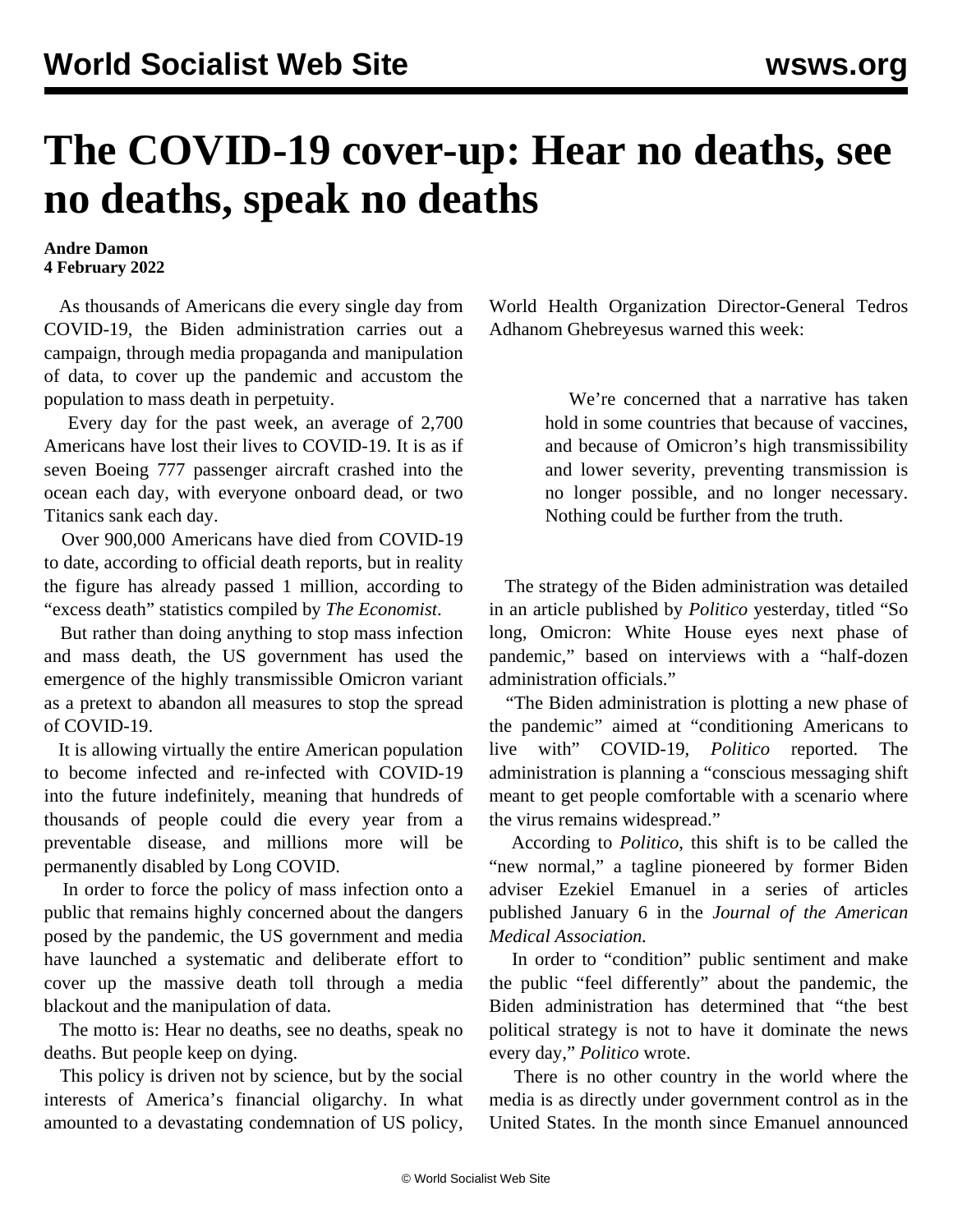# The COVID-19 cover-up: Hear no deaths, see no deaths, speak no deaths

**Andre Damon**
**4 February 2022**

As thousands of Americans die every single day from COVID-19, the Biden administration carries out a campaign, through media propaganda and manipulation of data, to cover up the pandemic and accustom the population to mass death in perpetuity.

Every day for the past week, an average of 2,700 Americans have lost their lives to COVID-19. It is as if seven Boeing 777 passenger aircraft crashed into the ocean each day, with everyone onboard dead, or two Titanics sank each day.

Over 900,000 Americans have died from COVID-19 to date, according to official death reports, but in reality the figure has already passed 1 million, according to "excess death" statistics compiled by *The Economist*.

But rather than doing anything to stop mass infection and mass death, the US government has used the emergence of the highly transmissible Omicron variant as a pretext to abandon all measures to stop the spread of COVID-19.

It is allowing virtually the entire American population to become infected and re-infected with COVID-19 into the future indefinitely, meaning that hundreds of thousands of people could die every year from a preventable disease, and millions more will be permanently disabled by Long COVID.

In order to force the policy of mass infection onto a public that remains highly concerned about the dangers posed by the pandemic, the US government and media have launched a systematic and deliberate effort to cover up the massive death toll through a media blackout and the manipulation of data.

The motto is: Hear no deaths, see no deaths, speak no deaths. But people keep on dying.

This policy is driven not by science, but by the social interests of America's financial oligarchy. In what amounted to a devastating condemnation of US policy, World Health Organization Director-General Tedros Adhanom Ghebreyesus warned this week:

> We're concerned that a narrative has taken hold in some countries that because of vaccines, and because of Omicron's high transmissibility and lower severity, preventing transmission is no longer possible, and no longer necessary. Nothing could be further from the truth.

The strategy of the Biden administration was detailed in an article published by *Politico* yesterday, titled "So long, Omicron: White House eyes next phase of pandemic," based on interviews with a "half-dozen administration officials."

"The Biden administration is plotting a new phase of the pandemic" aimed at "conditioning Americans to live with" COVID-19, *Politico* reported. The administration is planning a "conscious messaging shift meant to get people comfortable with a scenario where the virus remains widespread."

According to *Politico*, this shift is to be called the "new normal," a tagline pioneered by former Biden adviser Ezekiel Emanuel in a series of articles published January 6 in the *Journal of the American Medical Association.*

In order to "condition" public sentiment and make the public "feel differently" about the pandemic, the Biden administration has determined that "the best political strategy is not to have it dominate the news every day," *Politico* wrote.

There is no other country in the world where the media is as directly under government control as in the United States. In the month since Emanuel announced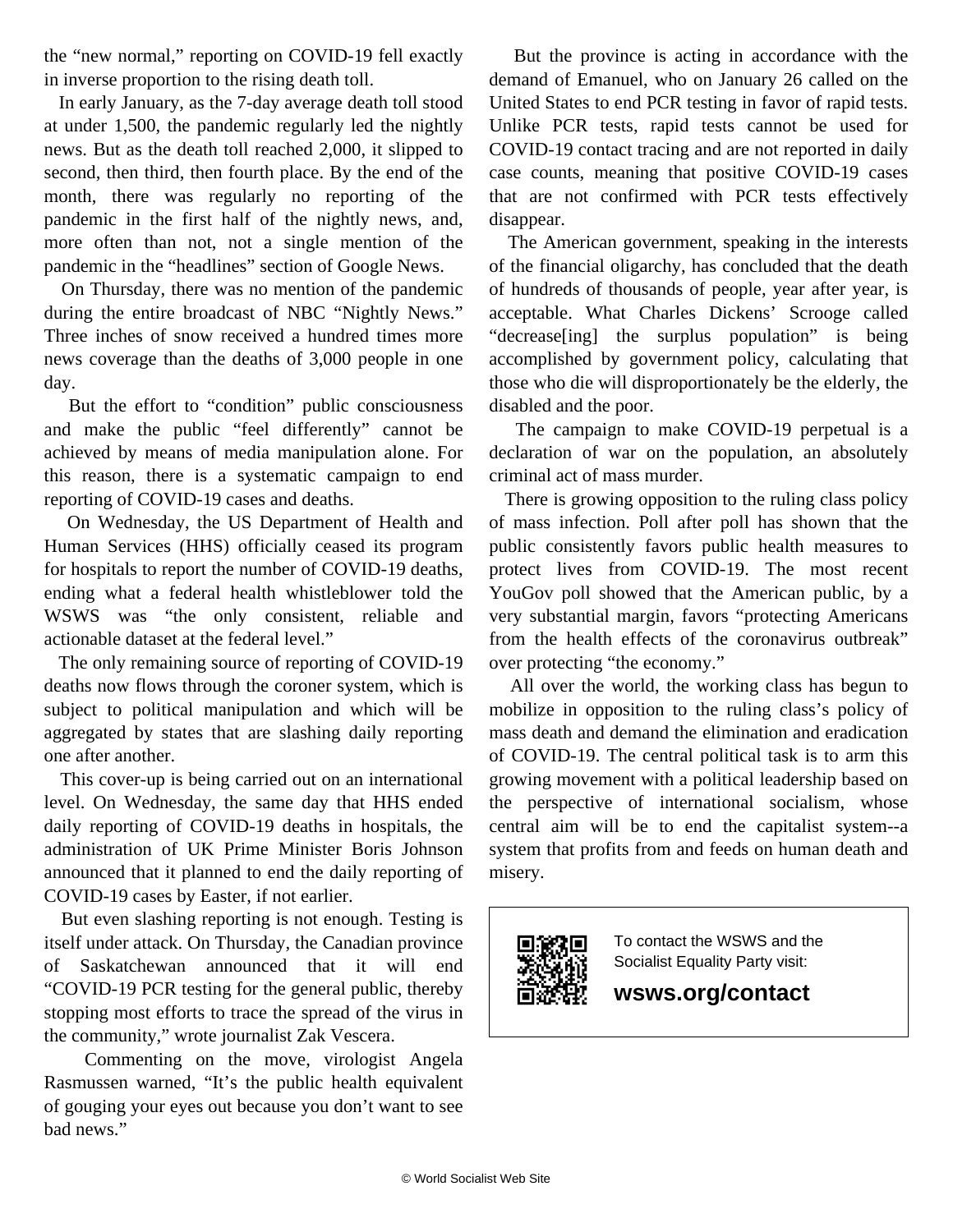the "new normal," reporting on COVID-19 fell exactly in inverse proportion to the rising death toll.

In early January, as the 7-day average death toll stood at under 1,500, the pandemic regularly led the nightly news. But as the death toll reached 2,000, it slipped to second, then third, then fourth place. By the end of the month, there was regularly no reporting of the pandemic in the first half of the nightly news, and, more often than not, not a single mention of the pandemic in the "headlines" section of Google News.

On Thursday, there was no mention of the pandemic during the entire broadcast of NBC "Nightly News." Three inches of snow received a hundred times more news coverage than the deaths of 3,000 people in one day.

But the effort to "condition" public consciousness and make the public "feel differently" cannot be achieved by means of media manipulation alone. For this reason, there is a systematic campaign to end reporting of COVID-19 cases and deaths.

On Wednesday, the US Department of Health and Human Services (HHS) officially ceased its program for hospitals to report the number of COVID-19 deaths, ending what a federal health whistleblower told the WSWS was "the only consistent, reliable and actionable dataset at the federal level."

The only remaining source of reporting of COVID-19 deaths now flows through the coroner system, which is subject to political manipulation and which will be aggregated by states that are slashing daily reporting one after another.

This cover-up is being carried out on an international level. On Wednesday, the same day that HHS ended daily reporting of COVID-19 deaths in hospitals, the administration of UK Prime Minister Boris Johnson announced that it planned to end the daily reporting of COVID-19 cases by Easter, if not earlier.

But even slashing reporting is not enough. Testing is itself under attack. On Thursday, the Canadian province of Saskatchewan announced that it will end "COVID-19 PCR testing for the general public, thereby stopping most efforts to trace the spread of the virus in the community," wrote journalist Zak Vescera.

Commenting on the move, virologist Angela Rasmussen warned, "It's the public health equivalent of gouging your eyes out because you don't want to see bad news."

But the province is acting in accordance with the demand of Emanuel, who on January 26 called on the United States to end PCR testing in favor of rapid tests. Unlike PCR tests, rapid tests cannot be used for COVID-19 contact tracing and are not reported in daily case counts, meaning that positive COVID-19 cases that are not confirmed with PCR tests effectively disappear.

The American government, speaking in the interests of the financial oligarchy, has concluded that the death of hundreds of thousands of people, year after year, is acceptable. What Charles Dickens' Scrooge called "decrease[ing] the surplus population" is being accomplished by government policy, calculating that those who die will disproportionately be the elderly, the disabled and the poor.

The campaign to make COVID-19 perpetual is a declaration of war on the population, an absolutely criminal act of mass murder.

There is growing opposition to the ruling class policy of mass infection. Poll after poll has shown that the public consistently favors public health measures to protect lives from COVID-19. The most recent YouGov poll showed that the American public, by a very substantial margin, favors "protecting Americans from the health effects of the coronavirus outbreak" over protecting "the economy."

All over the world, the working class has begun to mobilize in opposition to the ruling class's policy of mass death and demand the elimination and eradication of COVID-19. The central political task is to arm this growing movement with a political leadership based on the perspective of international socialism, whose central aim will be to end the capitalist system--a system that profits from and feeds on human death and misery.

To contact the WSWS and the Socialist Equality Party visit:

**wsws.org/contact**